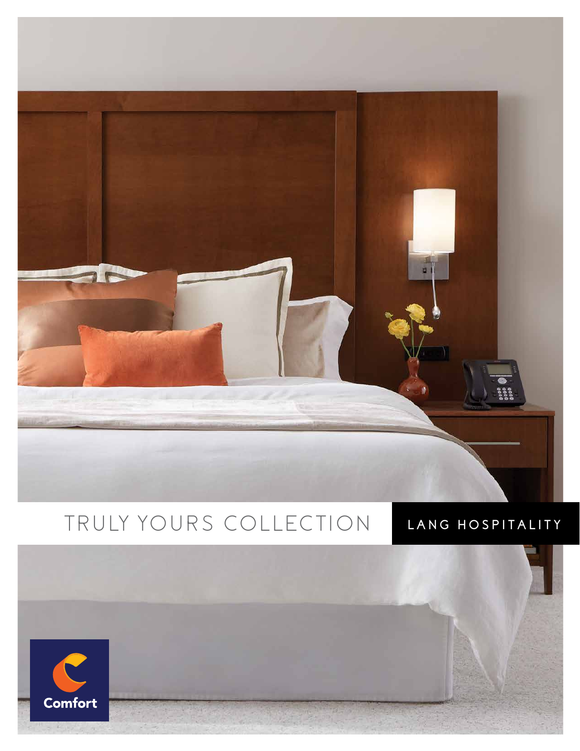# TRULY YOURS COLLECTION

LANG HOSPITALITY

Comfort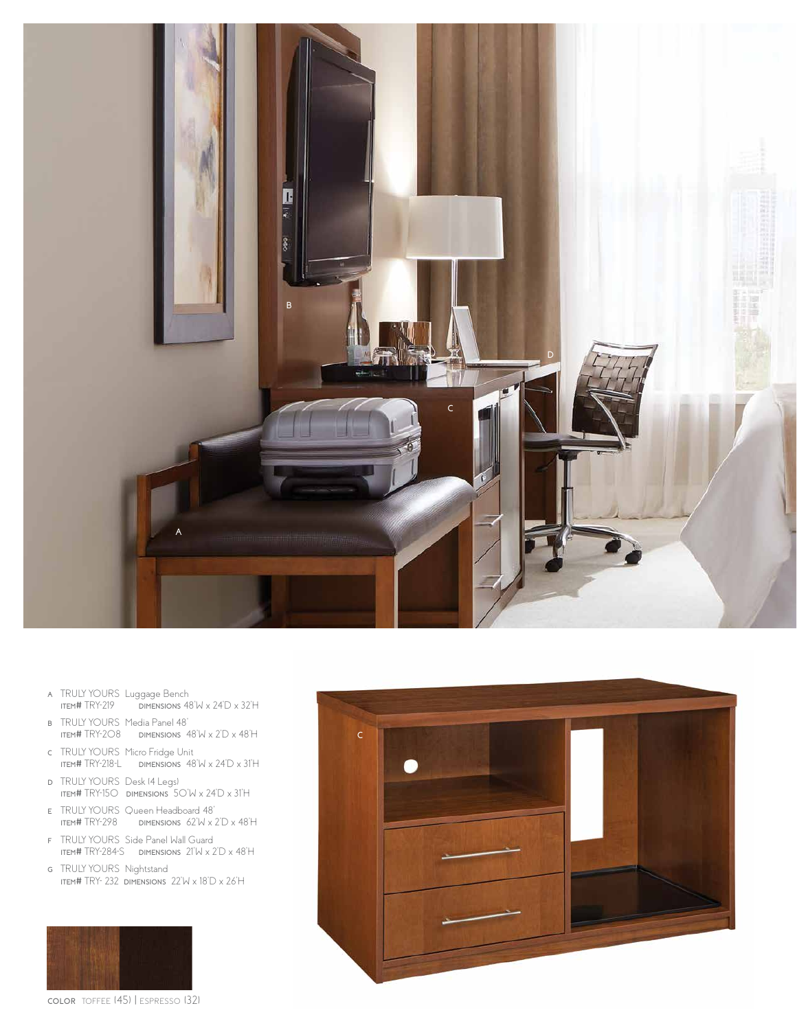- A TRULY YOURS Luggage Bench
  ITEM# TRY-219 DIMENSIONS 48"W x 24"D x 32"H
- B TRULY YOURS Media Panel 48"
  ITEM# TRY-208 DIMENSIONS 48"W x 2"D x 48"H
- C TRULY YOURS Micro Fridge Unit
  ITEM# TRY-218-L DIMENSIONS 48"W x 24"D x 31"H
- D TRULY YOURS Desk (4 Legs)
  ITEM# TRY-150 DIMENSIONS 50"W x 24"D x 31"H
- E TRULY YOURS Queen Headboard 48"
  ITEM# TRY-298 DIMENSIONS 62"W x 2"D x 48"H
- F TRULY YOURS Side Panel Wall Guard
  ITEM# TRY-284-S DIMENSIONS 21"W x 2"D x 48"H
- G TRULY YOURS Nightstand
  ITEM# TRY- 232 DIMENSIONS 22"W x 18"D x 26"H

COLOR TOFFEE (45) | ESPRESSO (32)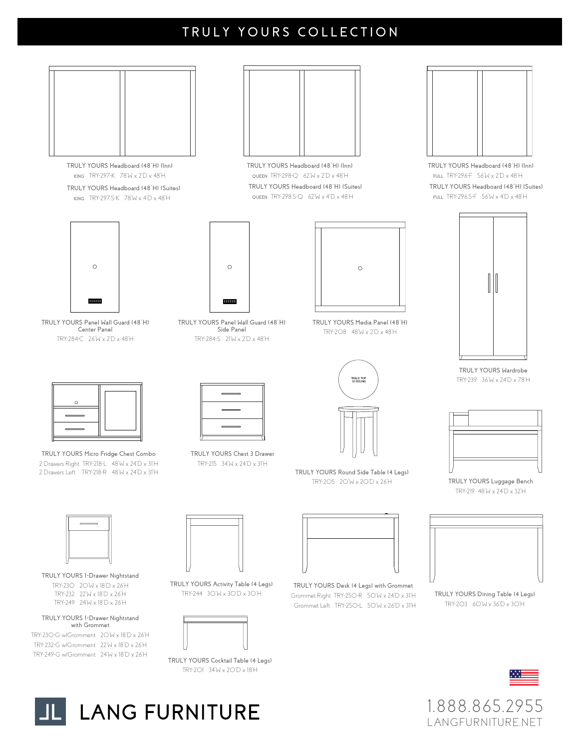# TRULY YOURS COLLECTION

TRULY YOURS Headboard (48˝H) (Inn)
KING TRY-297-K 78˝W x 2˝D x 48˝H

TRULY YOURS Headboard (48˝H) (Suites)
KING TRY-297.S-K 78˝W x 4˝D x 48˝H

TRULY YOURS Headboard (48˝H) (Inn)
QUEEN TRY-298-Q 62˝W x 2˝D x 48˝H

TRULY YOURS Headboard (48˝H) (Suites)
QUEEN TRY-298.S-Q 62˝W x 4˝D x 48˝H

TRULY YOURS Headboard (48˝H) (Inn)
FULL TRY-296-F 56˝W x 2˝D x 48˝H

TRULY YOURS Headboard (48˝H) (Suites)
FULL TRY-296.S-F 56˝W x 4˝D x 48˝H

TRULY YOURS Panel Wall Guard (48˝H)
Center Panel
TRY-284-C 26˝W x 2˝D x 48˝H

TRULY YOURS Panel Wall Guard (48˝H)
Side Panel
TRY-284-S 21˝W x 2˝D x 48˝H

TRULY YOURS Media Panel (48˝H)
TRY-208 48˝W x 2˝D x 48˝H

TRULY YOURS Wardrobe
TRY-239 36˝W x 24˝D x 78˝H

TRULY YOURS Micro Fridge Chest Combo
2 Drawers Right TRY-218-L 48˝W x 24˝D x 31˝H
2 Drawers Left TRY-218-R 48˝W x 24˝D x 31˝H

TRULY YOURS Chest 3 Drawer
TRY-215 34˝W x 24˝D x 31˝H

TABLE TOP IS ROUND

TRULY YOURS Round Side Table (4 Legs)
TRY-205 20˝W x 20˝D x 26˝H

TRULY YOURS Luggage Bench
TRY-219 48˝W x 24˝D x 32˝H

TRULY YOURS 1-Drawer Nightstand
TRY-230 20˝W x 18˝D x 26˝H
TRY-232 22˝W x 18˝D x 26˝H
TRY-249 24˝W x 18˝D x 26˝H

TRULY YOURS 1-Drawer Nightstand with Grommet
TRY-230-G w/Grromment 20˝W x 18˝D x 26˝H
TRY-232-G w/Grromment 22˝W x 18˝D x 26˝H
TRY-249-G w/Grromment 24˝W x 18˝D x 26˝H

TRULY YOURS Activity Table (4 Legs)
TRY-244 30˝W x 30˝D x 30˝H

TRULY YOURS Cocktail Table (4 Legs)
TRY-201 34˝W x 20˝D x 18˝H

TRULY YOURS Desk (4 Legs) with Grommet
Grommet Right TRY-250-R 50˝W x 24˝D x 31˝H
Grommet Left TRY-250-L 50˝W x 26˝D x 31˝H

TRULY YOURS Dining Table (4 Legs)
TRY-203 60˝W x 36˝D x 30˝H

LANG FURNITURE

1.888.865.2955
LANGFURNITURE.NET